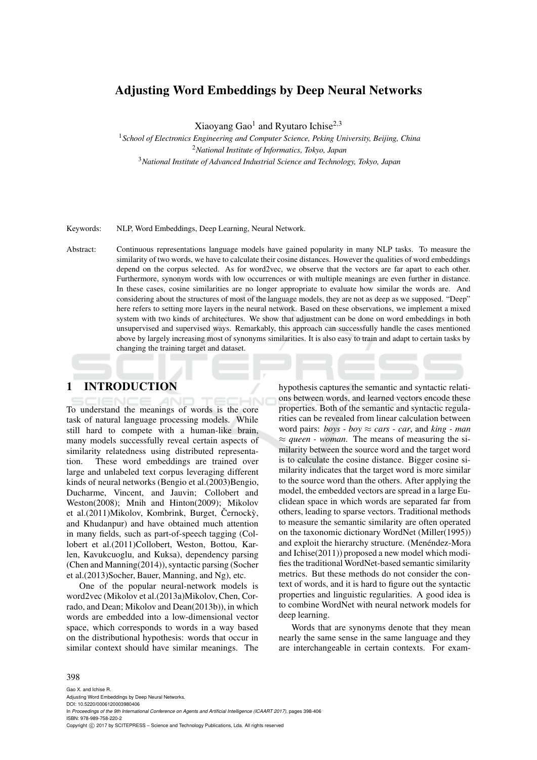# Adjusting Word Embeddings by Deep Neural Networks

Xiaoyang Gao[1] and Ryutaro Ichise[2,3]

[1] *School of Electronics Engineering and Computer Science, Peking University, Beijing, China*
[2] *National Institute of Informatics, Tokyo, Japan*
[3] *National Institute of Advanced Industrial Science and Technology, Tokyo, Japan*

Keywords: NLP, Word Embeddings, Deep Learning, Neural Network.

Abstract: Continuous representations language models have gained popularity in many NLP tasks. To measure the similarity of two words, we have to calculate their cosine distances. However the qualities of word embeddings depend on the corpus selected. As for word2vec, we observe that the vectors are far apart to each other. Furthermore, synonym words with low occurrences or with multiple meanings are even further in distance. In these cases, cosine similarities are no longer appropriate to evaluate how similar the words are. And considering about the structures of most of the language models, they are not as deep as we supposed. "Deep" here refers to setting more layers in the neural network. Based on these observations, we implement a mixed system with two kinds of architectures. We show that adjustment can be done on word embeddings in both unsupervised and supervised ways. Remarkably, this approach can successfully handle the cases mentioned above by largely increasing most of synonyms similarities. It is also easy to train and adapt to certain tasks by changing the training target and dataset.

## 1 INTRODUCTION

To understand the meanings of words is the core task of natural language processing models. While still hard to compete with a human-like brain, many models successfully reveal certain aspects of similarity relatedness using distributed representation. These word embeddings are trained over large and unlabeled text corpus leveraging different kinds of neural networks (Bengio et al.(2003)Bengio, Ducharme, Vincent, and Jauvin; Collobert and Weston(2008); Mnih and Hinton(2009); Mikolov et al.(2011)Mikolov, Kombrink, Burget, Černockỳ, and Khudanpur) and have obtained much attention in many fields, such as part-of-speech tagging (Collobert et al.(2011)Collobert, Weston, Bottou, Karlen, Kavukcuoglu, and Kuksa), dependency parsing (Chen and Manning(2014)), syntactic parsing (Socher et al.(2013)Socher, Bauer, Manning, and Ng), etc.

One of the popular neural-network models is word2vec (Mikolov et al.(2013a)Mikolov, Chen, Corrado, and Dean; Mikolov and Dean(2013b)), in which words are embedded into a low-dimensional vector space, which corresponds to words in a way based on the distributional hypothesis: words that occur in similar context should have similar meanings. The hypothesis captures the semantic and syntactic relations between words, and learned vectors encode these properties. Both of the semantic and syntactic regularities can be revealed from linear calculation between word pairs: *boys* - *boy* $\approx$ *cars* - *car*, and *king* - *man* $\approx$ *queen* - *woman*. The means of measuring the similarity between the source word and the target word is to calculate the cosine distance. Bigger cosine similarity indicates that the target word is more similar to the source word than the others. After applying the model, the embedded vectors are spread in a large Euclidean space in which words are separated far from others, leading to sparse vectors. Traditional methods to measure the semantic similarity are often operated on the taxonomic dictionary WordNet (Miller(1995)) and exploit the hierarchy structure. (Menéndez-Mora and Ichise(2011)) proposed a new model which modifies the traditional WordNet-based semantic similarity metrics. But these methods do not consider the context of words, and it is hard to figure out the syntactic properties and linguistic regularities. A good idea is to combine WordNet with neural network models for deep learning.

Words that are synonyms denote that they mean nearly the same sense in the same language and they are interchangeable in certain contexts. For exam-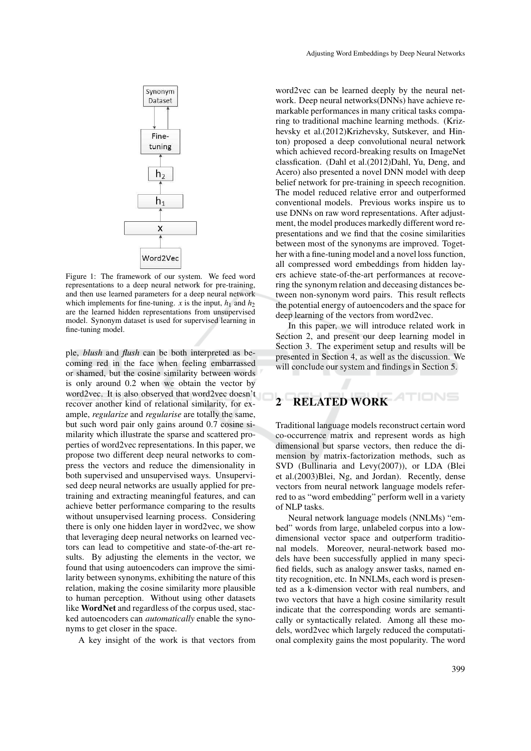Figure 1: The framework of our system. We feed word representations to a deep neural network for pre-training, and then use learned parameters for a deep neural network which implements for fine-tuning. $x$ is the input, $h_1$ and $h_2$ are the learned hidden representations from unsupervised model. Synonym dataset is used for supervised learning in fine-tuning model.

ple, *blush* and *flush* can be both interpreted as becoming red in the face when feeling embarrassed or shamed, but the cosine similarity between words is only around 0.2 when we obtain the vector by word2vec. It is also observed that word2vec doesn't recover another kind of relational similarity, for example, *regularize* and *regularise* are totally the same, but such word pair only gains around 0.7 cosine similarity which illustrate the sparse and scattered properties of word2vec representations. In this paper, we propose two different deep neural networks to compress the vectors and reduce the dimensionality in both supervised and unsupervised ways. Unsupervised deep neural networks are usually applied for pre-training and extracting meaningful features, and can achieve better performance comparing to the results without unsupervised learning process. Considering there is only one hidden layer in word2vec, we show that leveraging deep neural networks on learned vectors can lead to competitive and state-of-the-art results. By adjusting the elements in the vector, we found that using autoencoders can improve the similarity between synonyms, exhibiting the nature of this relation, making the cosine similarity more plausible to human perception. Without using other datasets like **WordNet** and regardless of the corpus used, stacked autoencoders can *automatically* enable the synonyms to get closer in the space.

A key insight of the work is that vectors from word2vec can be learned deeply by the neural network. Deep neural networks(DNNs) have achieve remarkable performances in many critical tasks comparing to traditional machine learning methods. (Krizhevsky et al.(2012)Krizhevsky, Sutskever, and Hinton) proposed a deep convolutional neural network which achieved record-breaking results on ImageNet classfication. (Dahl et al.(2012)Dahl, Yu, Deng, and Acero) also presented a novel DNN model with deep belief network for pre-training in speech recognition. The model reduced relative error and outperformed conventional models. Previous works inspire us to use DNNs on raw word representations. After adjustment, the model produces markedly different word representations and we find that the cosine similarities between most of the synonyms are improved. Together with a fine-tuning model and a novel loss function, all compressed word embeddings from hidden layers achieve state-of-the-art performances at recovering the synonym relation and deceasing distances between non-synonym word pairs. This result reflects the potential energy of autoencoders and the space for deep learning of the vectors from word2vec.

In this paper, we will introduce related work in Section 2, and present our deep learning model in Section 3. The experiment setup and results will be presented in Section 4, as well as the discussion. We will conclude our system and findings in Section 5.

## 2 RELATED WORK

Traditional language models reconstruct certain word co-occurrence matrix and represent words as high dimensional but sparse vectors, then reduce the dimension by matrix-factorization methods, such as SVD (Bullinaria and Levy(2007)), or LDA (Blei et al.(2003)Blei, Ng, and Jordan). Recently, dense vectors from neural network language models referred to as "word embedding" perform well in a variety of NLP tasks.

Neural network language models (NNLMs) "embed" words from large, unlabeled corpus into a low-dimensional vector space and outperform traditional models. Moreover, neural-network based models have been successfully applied in many specified fields, such as analogy answer tasks, named entity recognition, etc. In NNLMs, each word is presented as a k-dimension vector with real numbers, and two vectors that have a high cosine similarity result indicate that the corresponding words are semantically or syntactically related. Among all these models, word2vec which largely reduced the computational complexity gains the most popularity. The word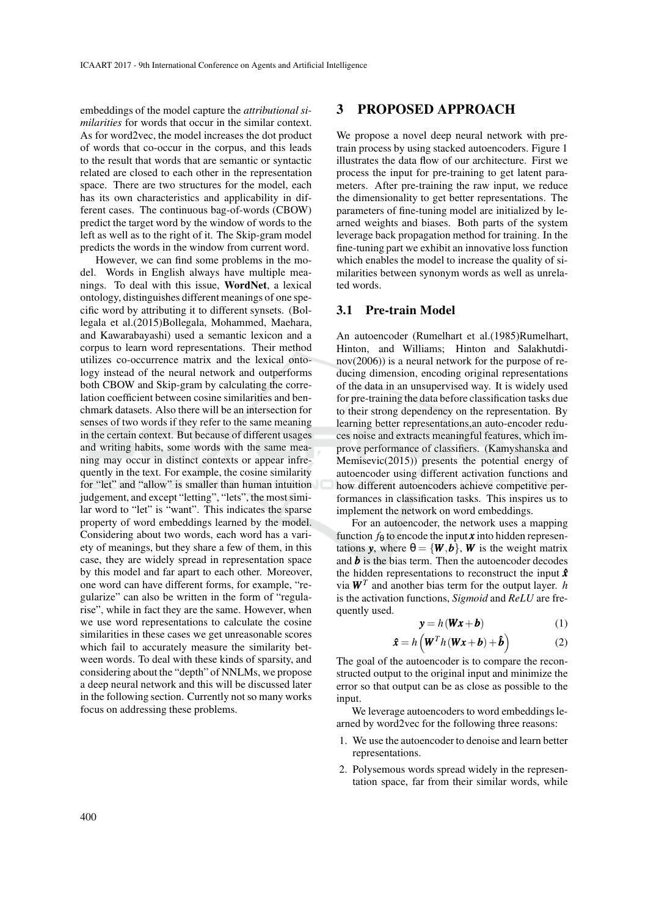embeddings of the model capture the *attributional similarities* for words that occur in the similar context. As for word2vec, the model increases the dot product of words that co-occur in the corpus, and this leads to the result that words that are semantic or syntactic related are closed to each other in the representation space. There are two structures for the model, each has its own characteristics and applicability in different cases. The continuous bag-of-words (CBOW) predict the target word by the window of words to the left as well as to the right of it. The Skip-gram model predicts the words in the window from current word.

However, we can find some problems in the model. Words in English always have multiple meanings. To deal with this issue, **WordNet**, a lexical ontology, distinguishes different meanings of one specific word by attributing it to different synsets. (Bollegala et al.(2015)Bollegala, Mohammed, Maehara, and Kawarabayashi) used a semantic lexicon and a corpus to learn word representations. Their method utilizes co-occurrence matrix and the lexical ontology instead of the neural network and outperforms both CBOW and Skip-gram by calculating the correlation coefficient between cosine similarities and benchmark datasets. Also there will be an intersection for senses of two words if they refer to the same meaning in the certain context. But because of different usages and writing habits, some words with the same meaning may occur in distinct contexts or appear infrequently in the text. For example, the cosine similarity for "let" and "allow" is smaller than human intuition judgement, and except "letting", "lets", the most similar word to "let" is "want". This indicates the sparse property of word embeddings learned by the model. Considering about two words, each word has a variety of meanings, but they share a few of them, in this case, they are widely spread in representation space by this model and far apart to each other. Moreover, one word can have different forms, for example, "regularize" can also be written in the form of "regularise", while in fact they are the same. However, when we use word representations to calculate the cosine similarities in these cases we get unreasonable scores which fail to accurately measure the similarity between words. To deal with these kinds of sparsity, and considering about the "depth" of NNLMs, we propose a deep neural network and this will be discussed later in the following section. Currently not so many works focus on addressing these problems.

# 3 PROPOSED APPROACH

We propose a novel deep neural network with pretrain process by using stacked autoencoders. Figure 1 illustrates the data flow of our architecture. First we process the input for pre-training to get latent parameters. After pre-training the raw input, we reduce the dimensionality to get better representations. The parameters of fine-tuning model are initialized by learned weights and biases. Both parts of the system leverage back propagation method for training. In the fine-tuning part we exhibit an innovative loss function which enables the model to increase the quality of similarities between synonym words as well as unrelated words.

## 3.1 Pre-train Model

An autoencoder (Rumelhart et al.(1985)Rumelhart, Hinton, and Williams; Hinton and Salakhutdinov(2006)) is a neural network for the purpose of reducing dimension, encoding original representations of the data in an unsupervised way. It is widely used for pre-training the data before classification tasks due to their strong dependency on the representation. By learning better representations,an auto-encoder reduces noise and extracts meaningful features, which improve performance of classifiers. (Kamyshanska and Memisevic(2015)) presents the potential energy of autoencoder using different activation functions and how different autoencoders achieve competitive performances in classification tasks. This inspires us to implement the network on word embeddings.

For an autoencoder, the network uses a mapping function $f_\theta$ to encode the input $\boldsymbol{x}$ into hidden representations $\boldsymbol{y}$, where $\theta = \{\boldsymbol{W}, \boldsymbol{b}\}$, $\boldsymbol{W}$ is the weight matrix and $\boldsymbol{b}$ is the bias term. Then the autoencoder decodes the hidden representations to reconstruct the input $\hat{\boldsymbol{x}}$ via $\boldsymbol{W}^T$ and another bias term for the output layer. $h$ is the activation functions, *Sigmoid* and *ReLU* are frequently used.

$$\boldsymbol{y} = h(\boldsymbol{W}\boldsymbol{x} + \boldsymbol{b}) \tag{1}$$

$$\hat{\boldsymbol{x}} = h\left(\boldsymbol{W}^T h(\boldsymbol{W}\boldsymbol{x} + \boldsymbol{b}) + \hat{\boldsymbol{b}}\right) \tag{2}$$

The goal of the autoencoder is to compare the reconstructed output to the original input and minimize the error so that output can be as close as possible to the input.

We leverage autoencoders to word embeddings learned by word2vec for the following three reasons:

1. We use the autoencoder to denoise and learn better representations.
2. Polysemous words spread widely in the representation space, far from their similar words, while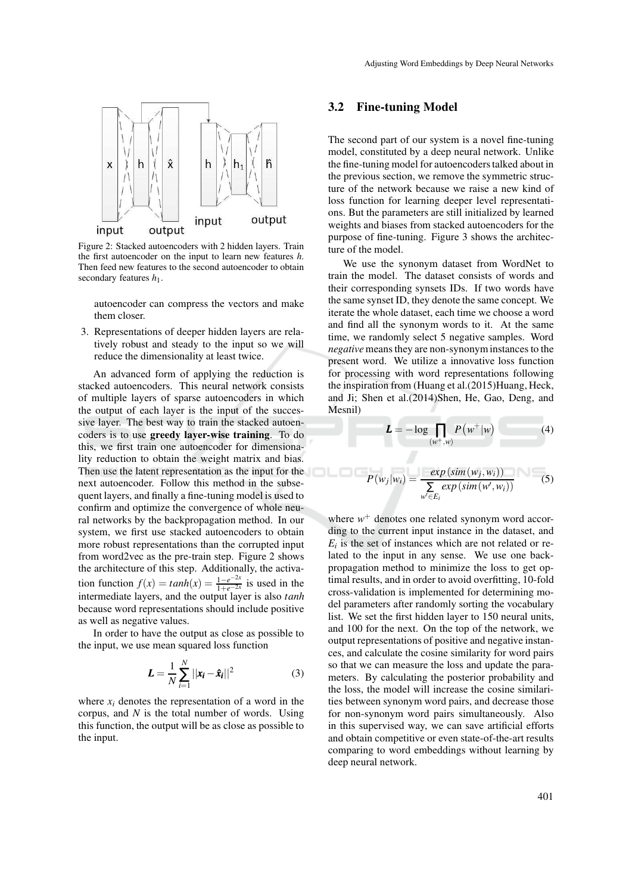Figure 2: Stacked autoencoders with 2 hidden layers. Train the first autoencoder on the input to learn new features $h$. Then feed new features to the second autoencoder to obtain secondary features $h_1$.

autoencoder can compress the vectors and make them closer.

3. Representations of deeper hidden layers are relatively robust and steady to the input so we will reduce the dimensionality at least twice.

An advanced form of applying the reduction is stacked autoencoders. This neural network consists of multiple layers of sparse autoencoders in which the output of each layer is the input of the successive layer. The best way to train the stacked autoencoders is to use **greedy layer-wise training**. To do this, we first train one autoencoder for dimensionality reduction to obtain the weight matrix and bias. Then use the latent representation as the input for the next autoencoder. Follow this method in the subsequent layers, and finally a fine-tuning model is used to confirm and optimize the convergence of whole neural networks by the backpropagation method. In our system, we first use stacked autoencoders to obtain more robust representations than the corrupted input from word2vec as the pre-train step. Figure 2 shows the architecture of this step. Additionally, the activation function $f(x) = tanh(x) = \frac{1-e^{-2x}}{1+e^{-2x}}$ is used in the intermediate layers, and the output layer is also *tanh* because word representations should include positive as well as negative values.

In order to have the output as close as possible to the input, we use mean squared loss function

$$\boldsymbol{L} = \frac{1}{N}\sum_{i=1}^{N}||\boldsymbol{x_i} - \boldsymbol{\hat{x}_i}||^2 \tag{3}$$

where $x_i$ denotes the representation of a word in the corpus, and $N$ is the total number of words. Using this function, the output will be as close as possible to the input.

## 3.2 Fine-tuning Model

The second part of our system is a novel fine-tuning model, constituted by a deep neural network. Unlike the fine-tuning model for autoencoders talked about in the previous section, we remove the symmetric structure of the network because we raise a new kind of loss function for learning deeper level representations. But the parameters are still initialized by learned weights and biases from stacked autoencoders for the purpose of fine-tuning. Figure 3 shows the architecture of the model.

We use the synonym dataset from WordNet to train the model. The dataset consists of words and their corresponding synsets IDs. If two words have the same synset ID, they denote the same concept. We iterate the whole dataset, each time we choose a word and find all the synonym words to it. At the same time, we randomly select 5 negative samples. Word *negative* means they are non-synonym instances to the present word. We utilize a innovative loss function for processing with word representations following the inspiration from (Huang et al.(2015)Huang, Heck, and Ji; Shen et al.(2014)Shen, He, Gao, Deng, and Mesnil)

$$\boldsymbol{L} = -\log \prod_{(w^+,w)} P\left(w^+|w\right) \tag{4}$$

$$P(w_j|w_i) = \frac{exp\left(sim(w_j, w_i)\right)}{\sum\limits_{w' \in E_i} exp\left(sim(w', w_i)\right)} \tag{5}$$

where $w^+$ denotes one related synonym word according to the current input instance in the dataset, and $E_i$ is the set of instances which are not related or related to the input in any sense. We use backpropagation method to minimize the loss to get optimal results, and in order to avoid overfitting, 10-fold cross-validation is implemented for determining model parameters after randomly sorting the vocabulary list. We set the first hidden layer to 150 neural units, and 100 for the next. On the top of the network, we output representations of positive and negative instances, and calculate the cosine similarity for word pairs so that we can measure the loss and update the parameters. By calculating the posterior probability and the loss, the model will increase the cosine similarities between synonym word pairs, and decrease those for non-synonym word pairs simultaneously. Also in this supervised way, we can save artificial efforts and obtain competitive or even state-of-the-art results comparing to word embeddings without learning by deep neural network.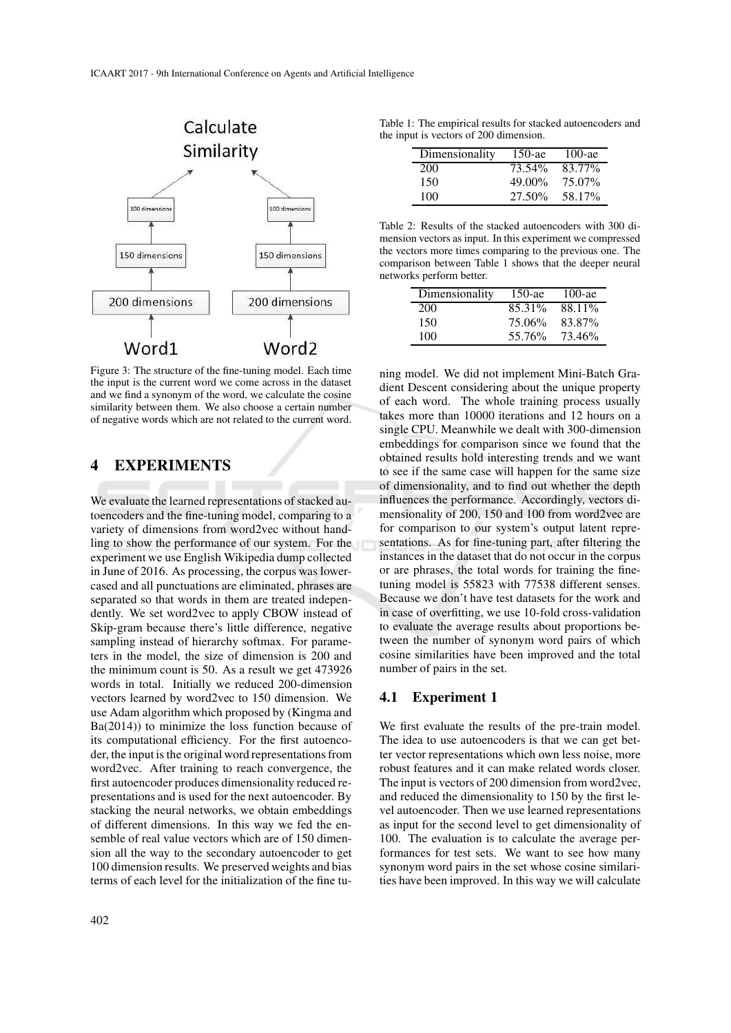Figure 3: The structure of the fine-tuning model. Each time the input is the current word we come across in the dataset and we find a synonym of the word, we calculate the cosine similarity between them. We also choose a certain number of negative words which are not related to the current word.

Table 1: The empirical results for stacked autoencoders and the input is vectors of 200 dimension.

| Dimensionality | 150-ae | 100-ae |
|---|---|---|
| 200 | 73.54% | 83.77% |
| 150 | 49.00% | 75.07% |
| 100 | 27.50% | 58.17% |

Table 2: Results of the stacked autoencoders with 300 dimension vectors as input. In this experiment we compressed the vectors more times comparing to the previous one. The comparison between Table 1 shows that the deeper neural networks perform better.

| Dimensionality | 150-ae | 100-ae |
|---|---|---|
| 200 | 85.31% | 88.11% |
| 150 | 75.06% | 83.87% |
| 100 | 55.76% | 73.46% |

## 4 EXPERIMENTS

We evaluate the learned representations of stacked autoencoders and the fine-tuning model, comparing to a variety of dimensions from word2vec without handling to show the performance of our system. For the experiment we use English Wikipedia dump collected in June of 2016. As processing, the corpus was lowercased and all punctuations are eliminated, phrases are separated so that words in them are treated independently. We set word2vec to apply CBOW instead of Skip-gram because there's little difference, negative sampling instead of hierarchy softmax. For parameters in the model, the size of dimension is 200 and the minimum count is 50. As a result we get 473926 words in total. Initially we reduced 200-dimension vectors learned by word2vec to 150 dimension. We use Adam algorithm which proposed by (Kingma and Ba(2014)) to minimize the loss function because of its computational efficiency. For the first autoencoder, the input is the original word representations from word2vec. After training to reach convergence, the first autoencoder produces dimensionality reduced representations and is used for the next autoencoder. By stacking the neural networks, we obtain embeddings of different dimensions. In this way we fed the ensemble of real value vectors which are of 150 dimension all the way to the secondary autoencoder to get 100 dimension results. We preserved weights and bias terms of each level for the initialization of the fine tuning model. We did not implement Mini-Batch Gradient Descent considering about the unique property of each word. The whole training process usually takes more than 10000 iterations and 12 hours on a single CPU. Meanwhile we dealt with 300-dimension embeddings for comparison since we found that the obtained results hold interesting trends and we want to see if the same case will happen for the same size of dimensionality, and to find out whether the depth influences the performance. Accordingly, vectors dimensionality of 200, 150 and 100 from word2vec are for comparison to our system's output latent representations. As for fine-tuning part, after filtering the instances in the dataset that do not occur in the corpus or are phrases, the total words for training the fine-tuning model is 55823 with 77538 different senses. Because we don't have test datasets for the work and in case of overfitting, we use 10-fold cross-validation to evaluate the average results about proportions between the number of synonym word pairs of which cosine similarities have been improved and the total number of pairs in the set.

### 4.1 Experiment 1

We first evaluate the results of the pre-train model. The idea to use autoencoders is that we can get better vector representations which own less noise, more robust features and it can make related words closer. The input is vectors of 200 dimension from word2vec, and reduced the dimensionality to 150 by the first level autoencoder. Then we use learned representations as input for the second level to get dimensionality of 100. The evaluation is to calculate the average performances for test sets. We want to see how many synonym word pairs in the set whose cosine similarities have been improved. In this way we will calculate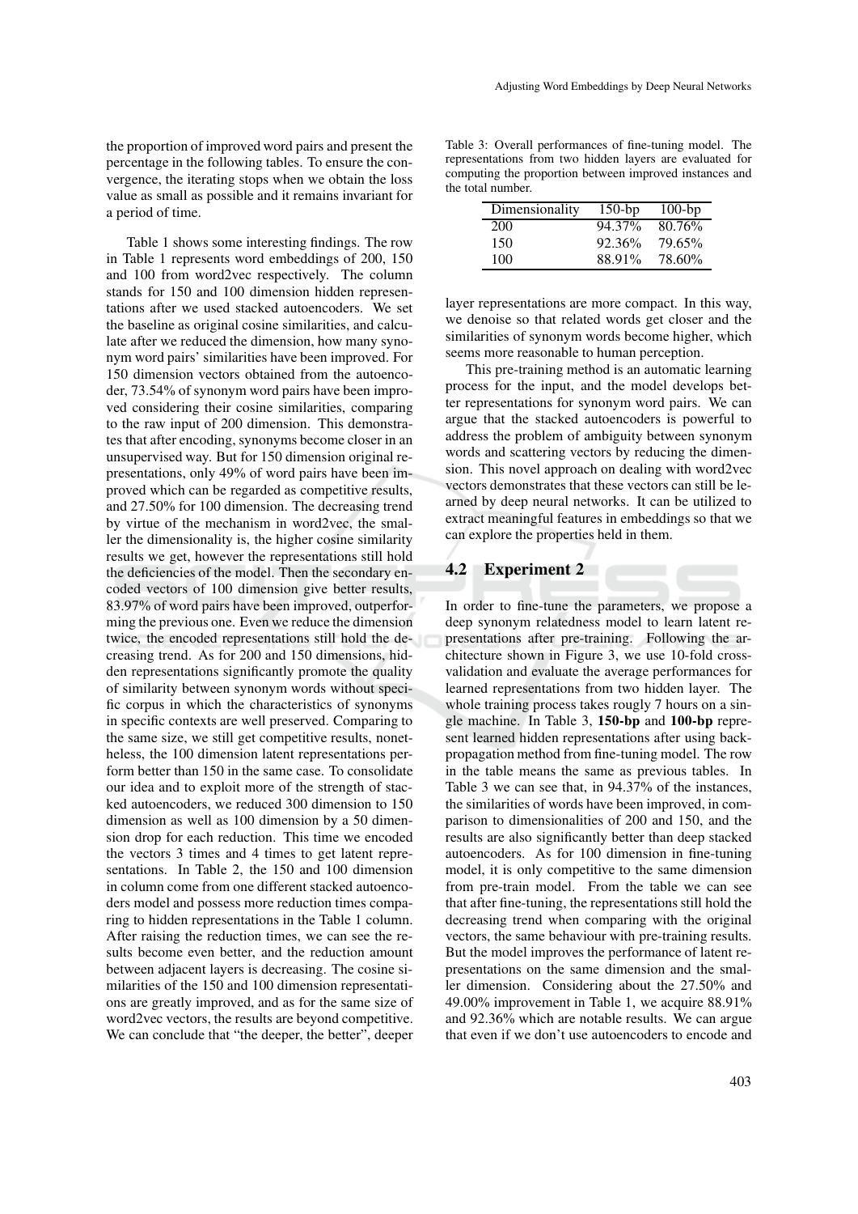the proportion of improved word pairs and present the percentage in the following tables. To ensure the convergence, the iterating stops when we obtain the loss value as small as possible and it remains invariant for a period of time.

Table 1 shows some interesting findings. The row in Table 1 represents word embeddings of 200, 150 and 100 from word2vec respectively. The column stands for 150 and 100 dimension hidden representations after we used stacked autoencoders. We set the baseline as original cosine similarities, and calculate after we reduced the dimension, how many synonym word pairs' similarities have been improved. For 150 dimension vectors obtained from the autoencoder, 73.54% of synonym word pairs have been improved considering their cosine similarities, comparing to the raw input of 200 dimension. This demonstrates that after encoding, synonyms become closer in an unsupervised way. But for 150 dimension original representations, only 49% of word pairs have been improved which can be regarded as competitive results, and 27.50% for 100 dimension. The decreasing trend by virtue of the mechanism in word2vec, the smaller the dimensionality is, the higher cosine similarity results we get, however the representations still hold the deficiencies of the model. Then the secondary encoded vectors of 100 dimension give better results, 83.97% of word pairs have been improved, outperforming the previous one. Even we reduce the dimension twice, the encoded representations still hold the decreasing trend. As for 200 and 150 dimensions, hidden representations significantly promote the quality of similarity between synonym words without specific corpus in which the characteristics of synonyms in specific contexts are well preserved. Comparing to the same size, we still get competitive results, nonetheless, the 100 dimension latent representations perform better than 150 in the same case. To consolidate our idea and to exploit more of the strength of stacked autoencoders, we reduced 300 dimension to 150 dimension as well as 100 dimension by a 50 dimension drop for each reduction. This time we encoded the vectors 3 times and 4 times to get latent representations. In Table 2, the 150 and 100 dimension in column come from one different stacked autoencoders model and possess more reduction times comparing to hidden representations in the Table 1 column. After raising the reduction times, we can see the results become even better, and the reduction amount between adjacent layers is decreasing. The cosine similarities of the 150 and 100 dimension representations are greatly improved, and as for the same size of word2vec vectors, the results are beyond competitive. We can conclude that "the deeper, the better", deeper layer representations are more compact. In this way, we denoise so that related words get closer and the similarities of synonym words become higher, which seems more reasonable to human perception.

This pre-training method is an automatic learning process for the input, and the model develops better representations for synonym word pairs. We can argue that the stacked autoencoders is powerful to address the problem of ambiguity between synonym words and scattering vectors by reducing the dimension. This novel approach on dealing with word2vec vectors demonstrates that these vectors can still be learned by deep neural networks. It can be utilized to extract meaningful features in embeddings so that we can explore the properties held in them.

Table 3: Overall performances of fine-tuning model. The representations from two hidden layers are evaluated for computing the proportion between improved instances and the total number.

| Dimensionality | 150-bp | 100-bp |
|---|---|---|
| 200 | 94.37% | 80.76% |
| 150 | 92.36% | 79.65% |
| 100 | 88.91% | 78.60% |

## 4.2 Experiment 2

In order to fine-tune the parameters, we propose a deep synonym relatedness model to learn latent representations after pre-training. Following the architecture shown in Figure 3, we use 10-fold cross-validation and evaluate the average performances for learned representations from two hidden layer. The whole training process takes rougly 7 hours on a single machine. In Table 3, **150-bp** and **100-bp** represent learned hidden representations after using back-propagation method from fine-tuning model. The row in the table means the same as previous tables. In Table 3 we can see that, in 94.37% of the instances, the similarities of words have been improved, in comparison to dimensionalities of 200 and 150, and the results are also significantly better than deep stacked autoencoders. As for 100 dimension in fine-tuning model, it is only competitive to the same dimension from pre-train model. From the table we can see that after fine-tuning, the representations still hold the decreasing trend when comparing with the original vectors, the same behaviour with pre-training results. But the model improves the performance of latent representations on the same dimension and the smaller dimension. Considering about the 27.50% and 49.00% improvement in Table 1, we acquire 88.91% and 92.36% which are notable results. We can argue that even if we don't use autoencoders to encode and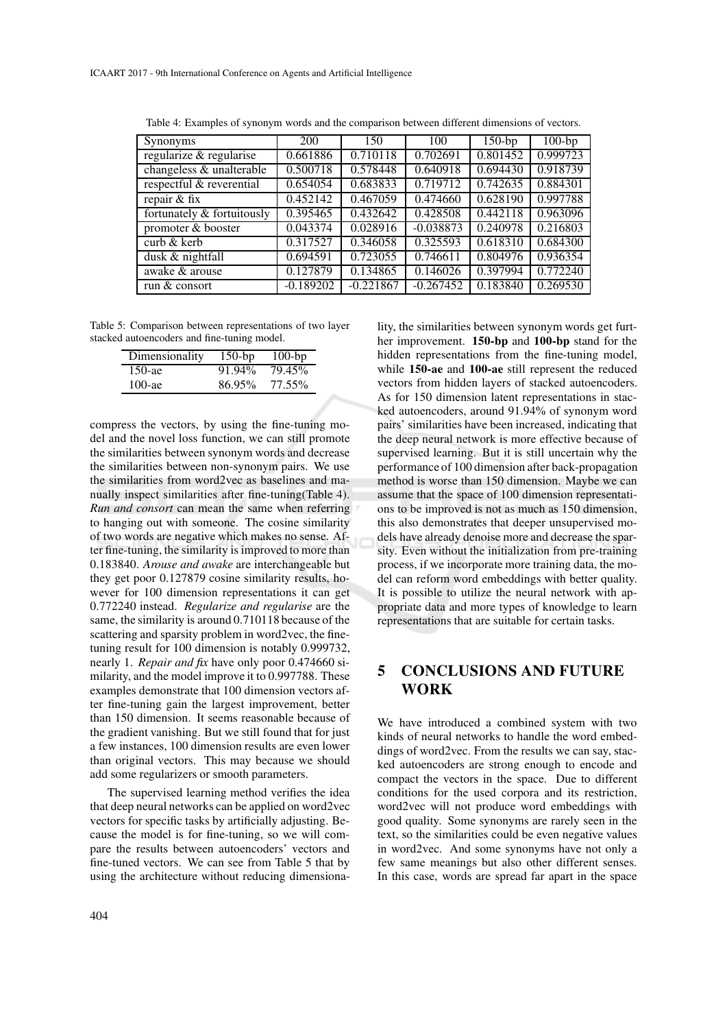Table 4: Examples of synonym words and the comparison between different dimensions of vectors.

| Synonyms | 200 | 150 | 100 | 150-bp | 100-bp |
|---|---|---|---|---|---|
| regularize & regularise | 0.661886 | 0.710118 | 0.702691 | 0.801452 | 0.999723 |
| changeless & unalterable | 0.500718 | 0.578448 | 0.640918 | 0.694430 | 0.918739 |
| respectful & reverential | 0.654054 | 0.683833 | 0.719712 | 0.742635 | 0.884301 |
| repair & fix | 0.452142 | 0.467059 | 0.474660 | 0.628190 | 0.997788 |
| fortunately & fortuitously | 0.395465 | 0.432642 | 0.428508 | 0.442118 | 0.963096 |
| promoter & booster | 0.043374 | 0.028916 | -0.038873 | 0.240978 | 0.216803 |
| curb & kerb | 0.317527 | 0.346058 | 0.325593 | 0.618310 | 0.684300 |
| dusk & nightfall | 0.694591 | 0.723055 | 0.746611 | 0.804976 | 0.936354 |
| awake & arouse | 0.127879 | 0.134865 | 0.146026 | 0.397994 | 0.772240 |
| run & consort | -0.189202 | -0.221867 | -0.267452 | 0.183840 | 0.269530 |

Table 5: Comparison between representations of two layer stacked autoencoders and fine-tuning model.

| Dimensionality | 150-bp | 100-bp |
|---|---|---|
| 150-ae | 91.94% | 79.45% |
| 100-ae | 86.95% | 77.55% |

compress the vectors, by using the fine-tuning model and the novel loss function, we can still promote the similarities between synonym words and decrease the similarities between non-synonym pairs. We use the similarities from word2vec as baselines and manually inspect similarities after fine-tuning(Table 4). *Run and consort* can mean the same when referring to hanging out with someone. The cosine similarity of two words are negative which makes no sense. After fine-tuning, the similarity is improved to more than 0.183840. *Arouse and awake* are interchangeable but they get poor 0.127879 cosine similarity results, however for 100 dimension representations it can get 0.772240 instead. *Regularize and regularise* are the same, the similarity is around 0.710118 because of the scattering and sparsity problem in word2vec, the fine-tuning result for 100 dimension is notably 0.999732, nearly 1. *Repair and fix* have only poor 0.474660 similarity, and the model improve it to 0.997788. These examples demonstrate that 100 dimension vectors after fine-tuning gain the largest improvement, better than 150 dimension. It seems reasonable because of the gradient vanishing. But we still found that for just a few instances, 100 dimension results are even lower than original vectors. This may because we should add some regularizers or smooth parameters.

The supervised learning method verifies the idea that deep neural networks can be applied on word2vec vectors for specific tasks by artificially adjusting. Because the model is for fine-tuning, so we will compare the results between autoencoders' vectors and fine-tuned vectors. We can see from Table 5 that by using the architecture without reducing dimensionality, the similarities between synonym words get further improvement. **150-bp** and **100-bp** stand for the hidden representations from the fine-tuning model, while **150-ae** and **100-ae** still represent the reduced vectors from hidden layers of stacked autoencoders. As for 150 dimension latent representations in stacked autoencoders, around 91.94% of synonym word pairs' similarities have been increased, indicating that the deep neural network is more effective because of supervised learning. But it is still uncertain why the performance of 100 dimension after back-propagation method is worse than 150 dimension. Maybe we can assume that the space of 100 dimension representations to be improved is not as much as 150 dimension, this also demonstrates that deeper unsupervised models have already denoise more and decrease the sparsity. Even without the initialization from pre-training process, if we incorporate more training data, the model can reform word embeddings with better quality. It is possible to utilize the neural network with appropriate data and more types of knowledge to learn representations that are suitable for certain tasks.

## 5 CONCLUSIONS AND FUTURE WORK

We have introduced a combined system with two kinds of neural networks to handle the word embeddings of word2vec. From the results we can say, stacked autoencoders are strong enough to encode and compact the vectors in the space. Due to different conditions for the used corpora and its restriction, word2vec will not produce word embeddings with good quality. Some synonyms are rarely seen in the text, so the similarities could be even negative values in word2vec. And some synonyms have not only a few same meanings but also other different senses. In this case, words are spread far apart in the space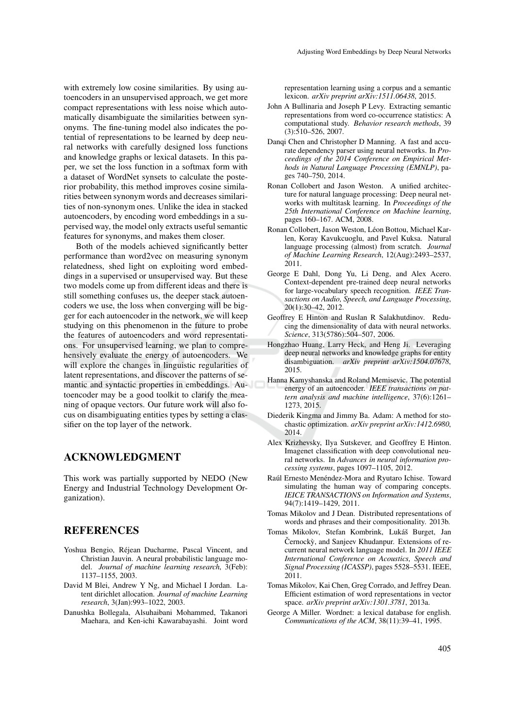with extremely low cosine similarities. By using autoencoders in an unsupervised approach, we get more compact representations with less noise which automatically disambiguate the similarities between synonyms. The fine-tuning model also indicates the potential of representations to be learned by deep neural networks with carefully designed loss functions and knowledge graphs or lexical datasets. In this paper, we set the loss function in a softmax form with a dataset of WordNet synsets to calculate the posterior probability, this method improves cosine similarities between synonym words and decreases similarities of non-synonym ones. Unlike the idea in stacked autoencoders, by encoding word embeddings in a supervised way, the model only extracts useful semantic features for synonyms, and makes them closer.

Both of the models achieved significantly better performance than word2vec on measuring synonym relatedness, shed light on exploiting word embeddings in a supervised or unsupervised way. But these two models come up from different ideas and there is still something confuses us, the deeper stack autoencoders we use, the loss when converging will be bigger for each autoencoder in the network, we will keep studying on this phenomenon in the future to probe the features of autoencoders and word representations. For unsupervised learning, we plan to comprehensively evaluate the energy of autoencoders. We will explore the changes in linguistic regularities of latent representations, and discover the patterns of semantic and syntactic properties in embeddings. Autoencoder may be a good toolkit to clarify the meaning of opaque vectors. Our future work will also focus on disambiguating entities types by setting a classifier on the top layer of the network.

## ACKNOWLEDGMENT

This work was partially supported by NEDO (New Energy and Industrial Technology Development Organization).

## REFERENCES

Yoshua Bengio, Réjean Ducharme, Pascal Vincent, and Christian Jauvin. A neural probabilistic language model. *Journal of machine learning research*, 3(Feb): 1137–1155, 2003.

David M Blei, Andrew Y Ng, and Michael I Jordan. Latent dirichlet allocation. *Journal of machine Learning research*, 3(Jan):993–1022, 2003.

Danushka Bollegala, Alsuhaibani Mohammed, Takanori Maehara, and Ken-ichi Kawarabayashi. Joint word representation learning using a corpus and a semantic lexicon. *arXiv preprint arXiv:1511.06438*, 2015.

John A Bullinaria and Joseph P Levy. Extracting semantic representations from word co-occurrence statistics: A computational study. *Behavior research methods*, 39 (3):510–526, 2007.

Danqi Chen and Christopher D Manning. A fast and accurate dependency parser using neural networks. In *Proceedings of the 2014 Conference on Empirical Methods in Natural Language Processing (EMNLP)*, pages 740–750, 2014.

Ronan Collobert and Jason Weston. A unified architecture for natural language processing: Deep neural networks with multitask learning. In *Proceedings of the 25th International Conference on Machine learning*, pages 160–167. ACM, 2008.

Ronan Collobert, Jason Weston, Léon Bottou, Michael Karlen, Koray Kavukcuoglu, and Pavel Kuksa. Natural language processing (almost) from scratch. *Journal of Machine Learning Research*, 12(Aug):2493–2537, 2011.

George E Dahl, Dong Yu, Li Deng, and Alex Acero. Context-dependent pre-trained deep neural networks for large-vocabulary speech recognition. *IEEE Transactions on Audio, Speech, and Language Processing*, 20(1):30–42, 2012.

Geoffrey E Hinton and Ruslan R Salakhutdinov. Reducing the dimensionality of data with neural networks. *Science*, 313(5786):504–507, 2006.

Hongzhao Huang, Larry Heck, and Heng Ji. Leveraging deep neural networks and knowledge graphs for entity disambiguation. *arXiv preprint arXiv:1504.07678*, 2015.

Hanna Kamyshanska and Roland Memisevic. The potential energy of an autoencoder. *IEEE transactions on pattern analysis and machine intelligence*, 37(6):1261–1273, 2015.

Diederik Kingma and Jimmy Ba. Adam: A method for stochastic optimization. *arXiv preprint arXiv:1412.6980*, 2014.

Alex Krizhevsky, Ilya Sutskever, and Geoffrey E Hinton. Imagenet classification with deep convolutional neural networks. In *Advances in neural information processing systems*, pages 1097–1105, 2012.

Raúl Ernesto Menéndez-Mora and Ryutaro Ichise. Toward simulating the human way of comparing concepts. *IEICE TRANSACTIONS on Information and Systems*, 94(7):1419–1429, 2011.

Tomas Mikolov and J Dean. Distributed representations of words and phrases and their compositionality. 2013b.

Tomas Mikolov, Stefan Kombrink, Lukáš Burget, Jan Černockỳ, and Sanjeev Khudanpur. Extensions of recurrent neural network language model. In *2011 IEEE International Conference on Acoustics, Speech and Signal Processing (ICASSP)*, pages 5528–5531. IEEE, 2011.

Tomas Mikolov, Kai Chen, Greg Corrado, and Jeffrey Dean. Efficient estimation of word representations in vector space. *arXiv preprint arXiv:1301.3781*, 2013a.

George A Miller. Wordnet: a lexical database for english. *Communications of the ACM*, 38(11):39–41, 1995.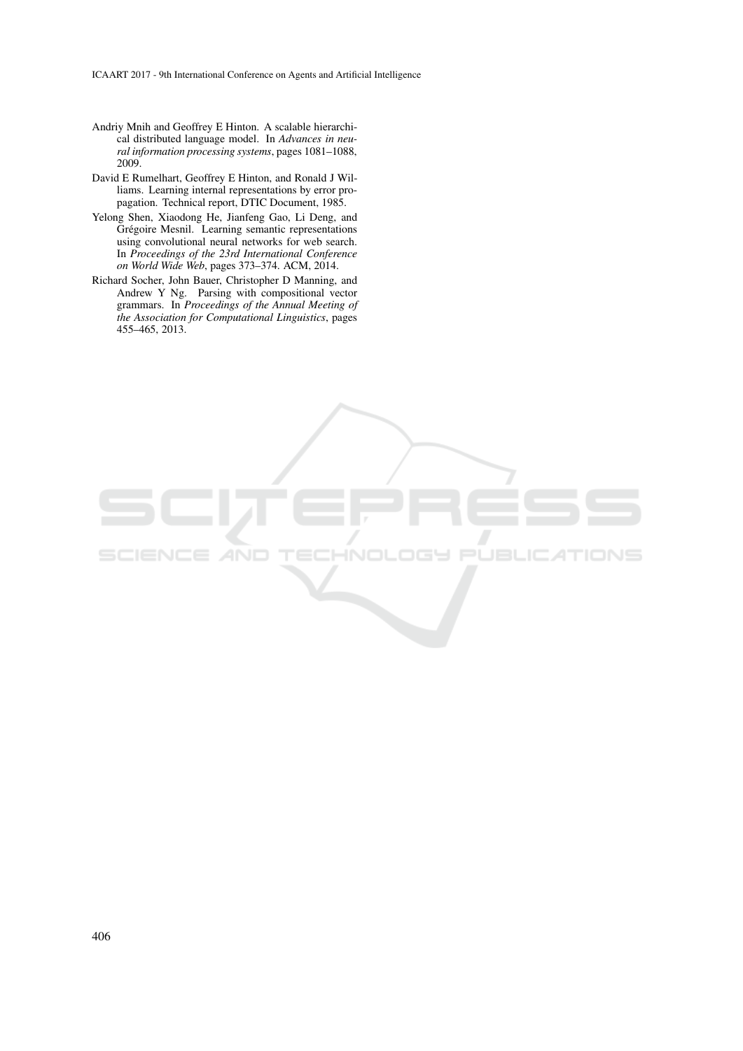Andriy Mnih and Geoffrey E Hinton. A scalable hierarchical distributed language model. In *Advances in neural information processing systems*, pages 1081–1088, 2009.

David E Rumelhart, Geoffrey E Hinton, and Ronald J Williams. Learning internal representations by error propagation. Technical report, DTIC Document, 1985.

Yelong Shen, Xiaodong He, Jianfeng Gao, Li Deng, and Grégoire Mesnil. Learning semantic representations using convolutional neural networks for web search. In *Proceedings of the 23rd International Conference on World Wide Web*, pages 373–374. ACM, 2014.

Richard Socher, John Bauer, Christopher D Manning, and Andrew Y Ng. Parsing with compositional vector grammars. In *Proceedings of the Annual Meeting of the Association for Computational Linguistics*, pages 455–465, 2013.